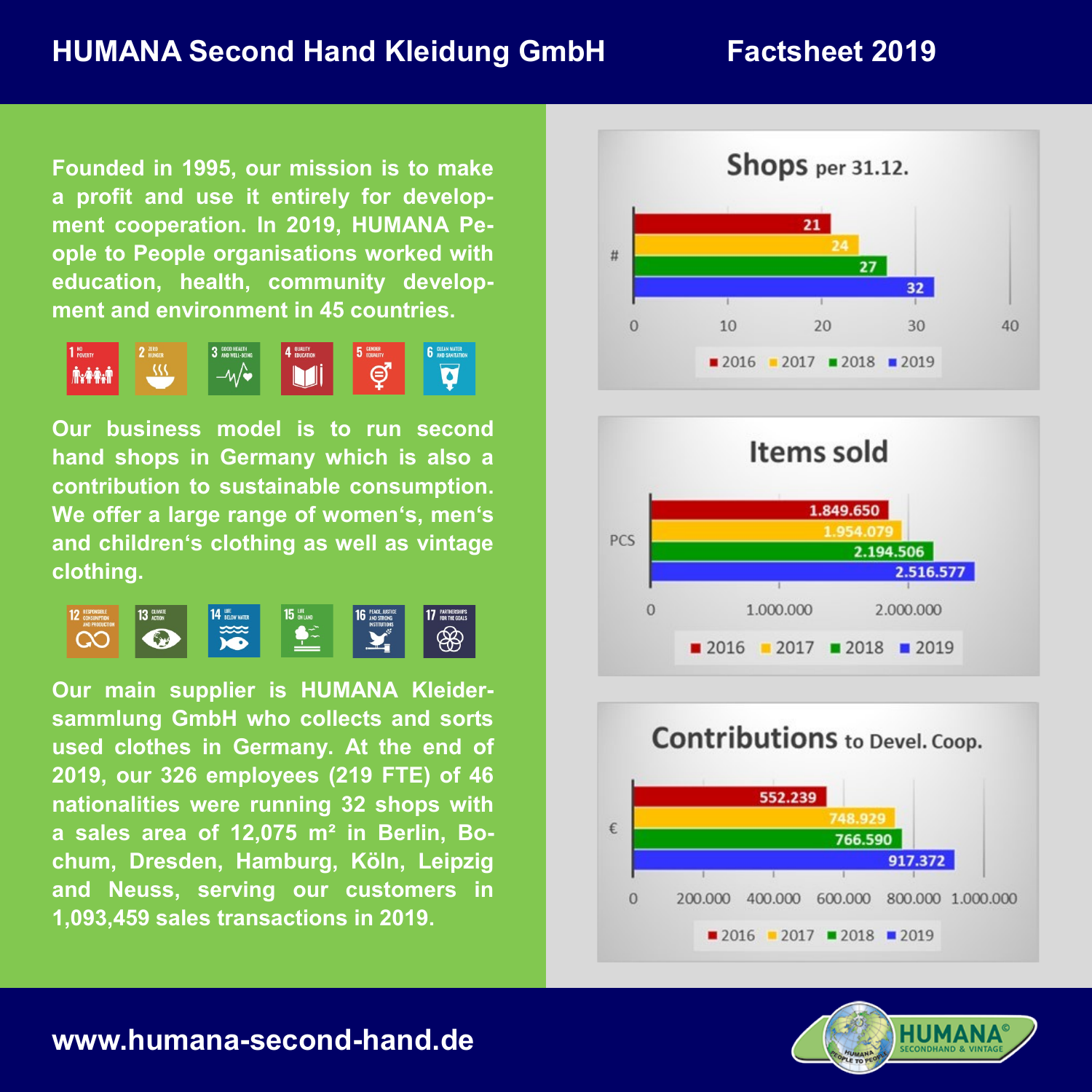# HUMANA Second Hand Kleidung GmbH

## Factsheet 2019

**Founded in 1995, our mission is to make a profit and use it entirely for development cooperation. In 2019, HUMANA People to People organisations worked with education, health, community development and environment in 45 countries.**

**Our business model is to run second hand shops in Germany which is also a contribution to sustainable consumption. We offer a large range of women's, men's and children's clothing as well as vintage clothing.**

**Our main supplier is HUMANA Kleidersammlung GmbH who collects and sorts used clothes in Germany. At the end of 2019, our 326 employees (219 FTE) of 46 nationalities were running 32 shops with a sales area of 12,075 m² in Berlin, Bochum, Dresden, Hamburg, Köln, Leipzig and Neuss, serving our customers in 1,093,459 sales transactions in 2019.**

### Shops per 31.12.

| Year | # |
|---|---|
| 2016 | 21 |
| 2017 | 24 |
| 2018 | 27 |
| 2019 | 32 |

### Items sold

| Year | PCS |
|---|---|
| 2016 | 1.849.650 |
| 2017 | 1.954.079 |
| 2018 | 2.194.506 |
| 2019 | 2.516.577 |

### Contributions to Devel. Coop.

| Year | € |
|---|---|
| 2016 | 552.239 |
| 2017 | 748.929 |
| 2018 | 766.590 |
| 2019 | 917.372 |

**www.humana-second-hand.de**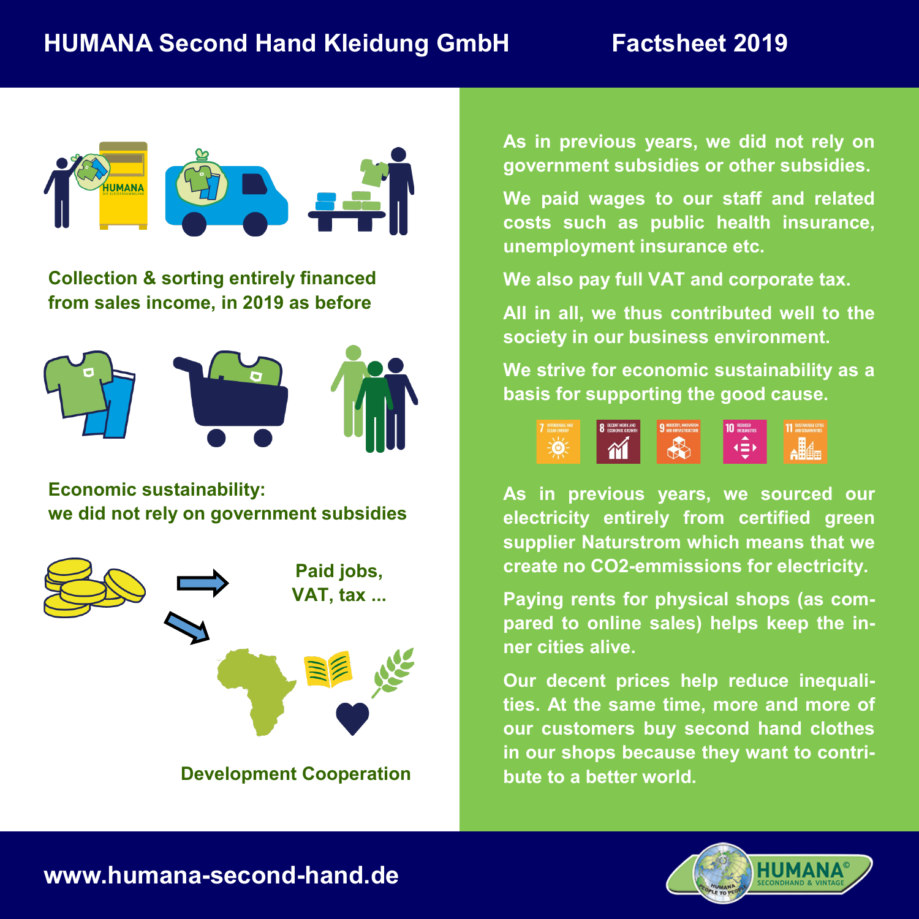# HUMANA Second Hand Kleidung GmbH — Factsheet 2019

**Collection & sorting entirely financed from sales income, in 2019 as before**

**Economic sustainability: we did not rely on government subsidies**

Paid jobs, VAT, tax ...

Development Cooperation

As in previous years, we did not rely on government subsidies or other subsidies.

We paid wages to our staff and related costs such as public health insurance, unemployment insurance etc.

We also pay full VAT and corporate tax.

All in all, we thus contributed well to the society in our business environment.

We strive for economic sustainability as a basis for supporting the good cause.

7 Affordable and clean energy
8 Decent work and economic growth
9 Industry, innovation and infrastructure
10 Reduced inequalities
11 Sustainable cities and communities

As in previous years, we sourced our electricity entirely from certified green supplier Naturstrom which means that we create no CO2-emmissions for electricity.

Paying rents for physical shops (as compared to online sales) helps keep the inner cities alive.

Our decent prices help reduce inequalities. At the same time, more and more of our customers buy second hand clothes in our shops because they want to contribute to a better world.

www.humana-second-hand.de